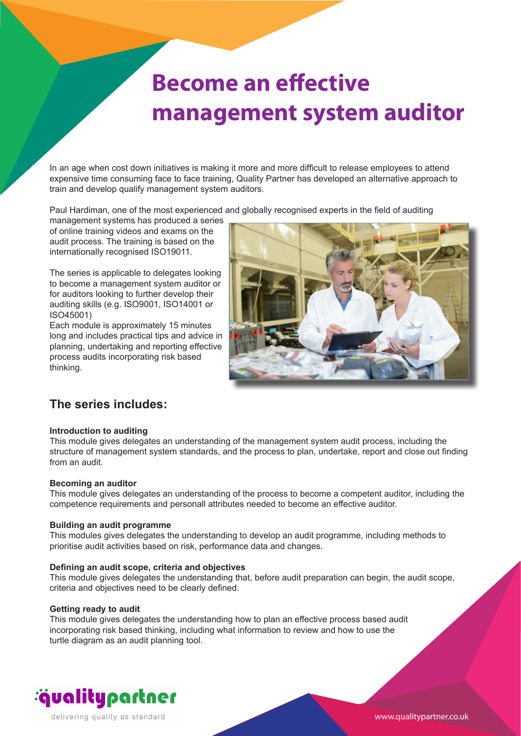# Become an effective management system auditor

In an age when cost down initiatives is making it more and more difficult to release employees to attend expensive time consuming face to face training, Quality Partner has developed an alternative approach to train and develop qualify management system auditors.

Paul Hardiman, one of the most experienced and globally recognised experts in the field of auditing management systems has produced a series of online training videos and exams on the audit process. The training is based on the internationally recognised ISO19011.

The series is applicable to delegates looking to become a management system auditor or for auditors looking to further develop their auditing skills (e.g. ISO9001, ISO14001 or ISO45001)

Each module is approximately 15 minutes long and includes practical tips and advice in planning, undertaking and reporting effective process audits incorporating risk based thinking.

## The series includes:

**Introduction to auditing**

This module gives delegates an understanding of the management system audit process, including the structure of management system standards, and the process to plan, undertake, report and close out finding from an audit.

**Becoming an auditor**

This module gives delegates an understanding of the process to become a competent auditor, including the competence requirements and personall attributes needed to become an effective auditor.

**Building an audit programme**

This modules gives delegates the understanding to develop an audit programme, including methods to prioritise audit activities based on risk, performance data and changes.

**Defining an audit scope, criteria and objectives**

This module gives delegates the understanding that, before audit preparation can begin, the audit scope, criteria and objectives need to be clearly defined.

**Getting ready to audit**

This module gives delegates the understanding how to plan an effective process based audit incorporating risk based thinking, including what information to review and how to use the turtle diagram as an audit planning tool.

qualitypartner

delivering quality as standard

www.qualitypartner.co.uk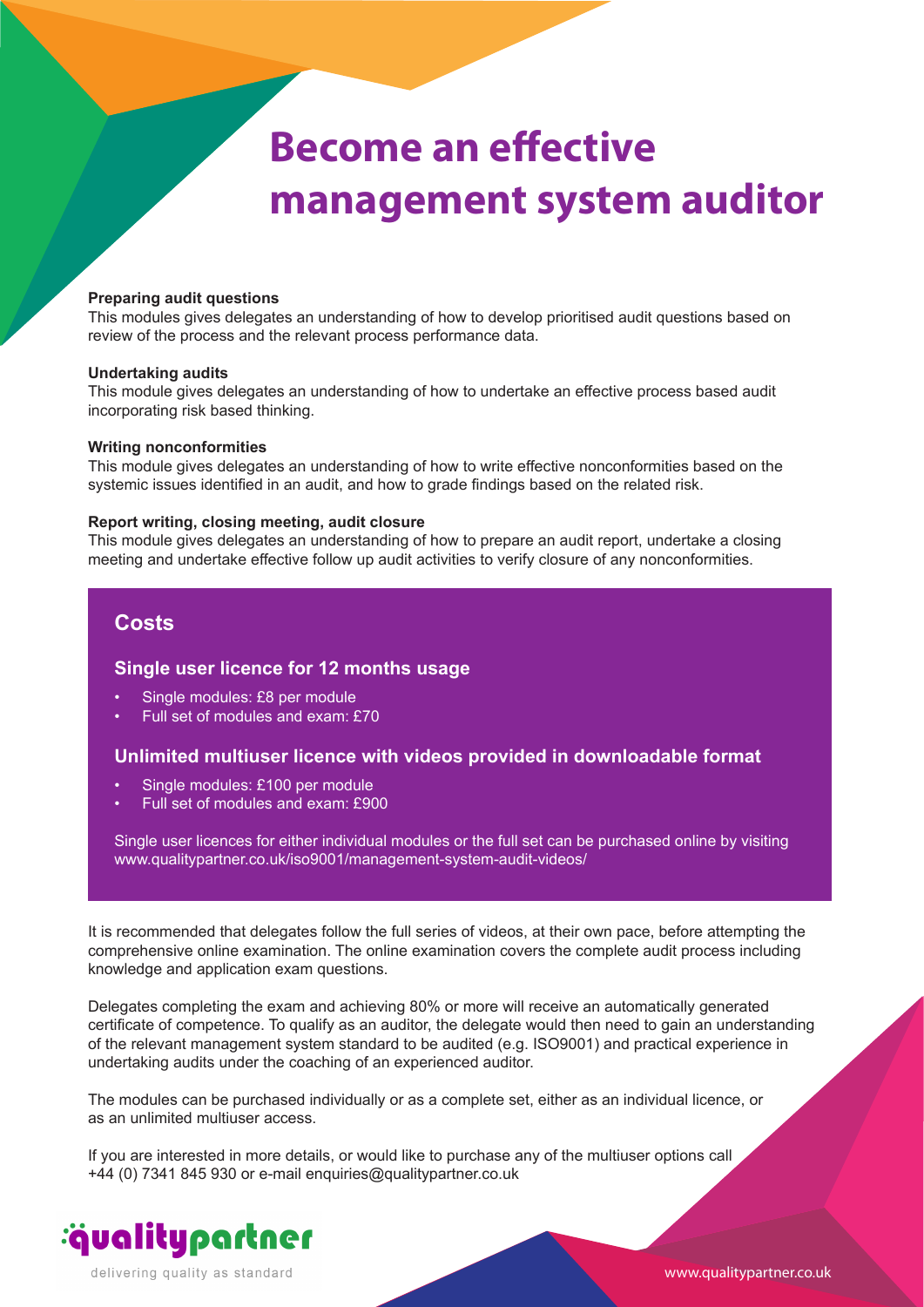# Become an effective management system auditor

**Preparing audit questions**
This modules gives delegates an understanding of how to develop prioritised audit questions based on review of the process and the relevant process performance data.

**Undertaking audits**
This module gives delegates an understanding of how to undertake an effective process based audit incorporating risk based thinking.

**Writing nonconformities**
This module gives delegates an understanding of how to write effective nonconformities based on the systemic issues identified in an audit, and how to grade findings based on the related risk.

**Report writing, closing meeting, audit closure**
This module gives delegates an understanding of how to prepare an audit report, undertake a closing meeting and undertake effective follow up audit activities to verify closure of any nonconformities.

## Costs

### Single user licence for 12 months usage

- Single modules: £8 per module
- Full set of modules and exam: £70

### Unlimited multiuser licence with videos provided in downloadable format

- Single modules: £100 per module
- Full set of modules and exam: £900

Single user licences for either individual modules or the full set can be purchased online by visiting www.qualitypartner.co.uk/iso9001/management-system-audit-videos/

It is recommended that delegates follow the full series of videos, at their own pace, before attempting the comprehensive online examination. The online examination covers the complete audit process including knowledge and application exam questions.

Delegates completing the exam and achieving 80% or more will receive an automatically generated certificate of competence. To qualify as an auditor, the delegate would then need to gain an understanding of the relevant management system standard to be audited (e.g. ISO9001) and practical experience in undertaking audits under the coaching of an experienced auditor.

The modules can be purchased individually or as a complete set, either as an individual licence, or as an unlimited multiuser access.

If you are interested in more details, or would like to purchase any of the multiuser options call +44 (0) 7341 845 930 or e-mail enquiries@qualitypartner.co.uk

qualitypartner
delivering quality as standard

www.qualitypartner.co.uk